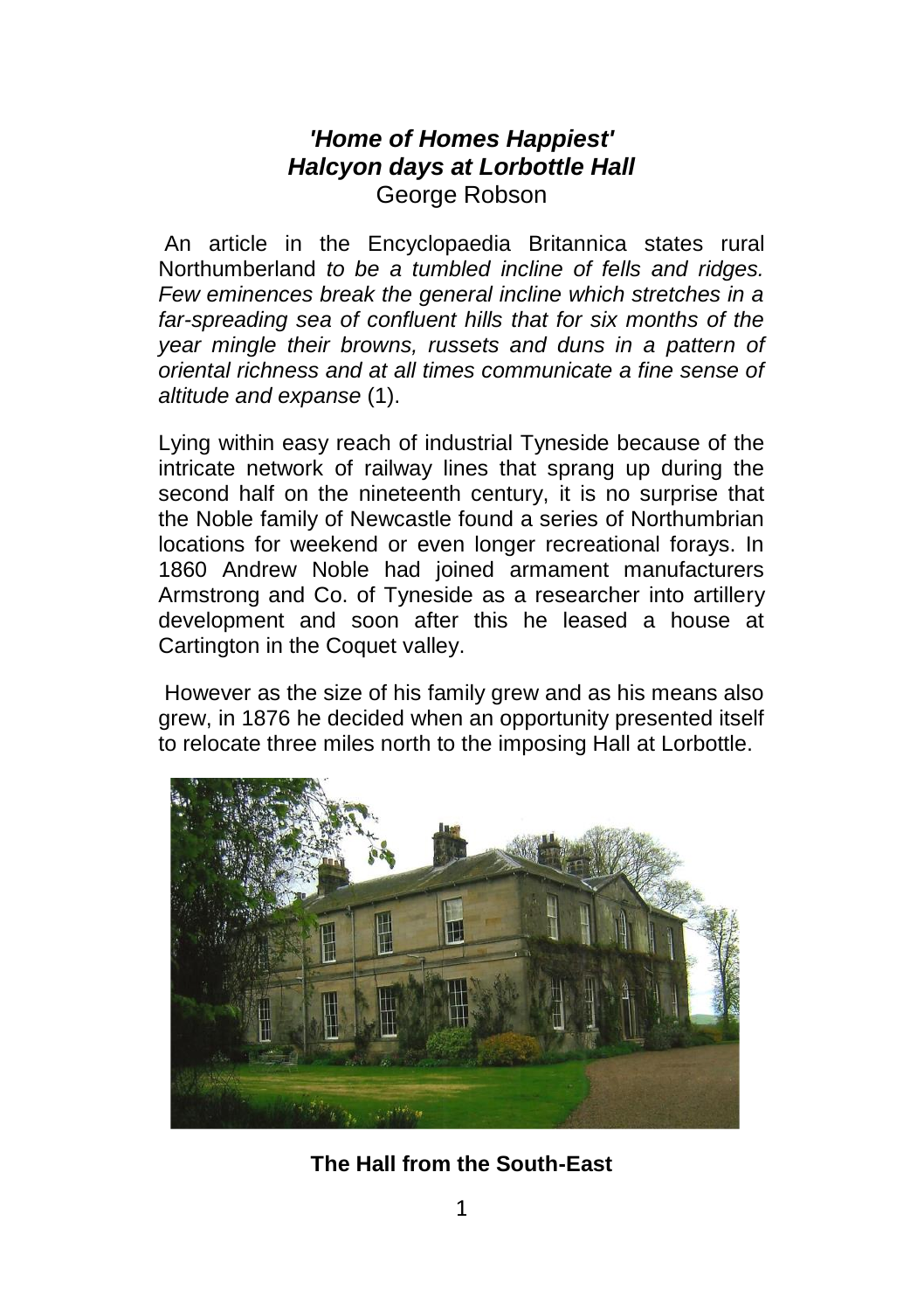## *'Home of Homes Happiest'*
## *Halcyon days at Lorbottle Hall*

George Robson

An article in the Encyclopaedia Britannica states rural Northumberland *to be a tumbled incline of fells and ridges. Few eminences break the general incline which stretches in a far-spreading sea of confluent hills that for six months of the year mingle their browns, russets and duns in a pattern of oriental richness and at all times communicate a fine sense of altitude and expanse* (1).

Lying within easy reach of industrial Tyneside because of the intricate network of railway lines that sprang up during the second half on the nineteenth century, it is no surprise that the Noble family of Newcastle found a series of Northumbrian locations for weekend or even longer recreational forays. In 1860 Andrew Noble had joined armament manufacturers Armstrong and Co. of Tyneside as a researcher into artillery development and soon after this he leased a house at Cartington in the Coquet valley.

However as the size of his family grew and as his means also grew, in 1876 he decided when an opportunity presented itself to relocate three miles north to the imposing Hall at Lorbottle.

**The Hall from the South-East**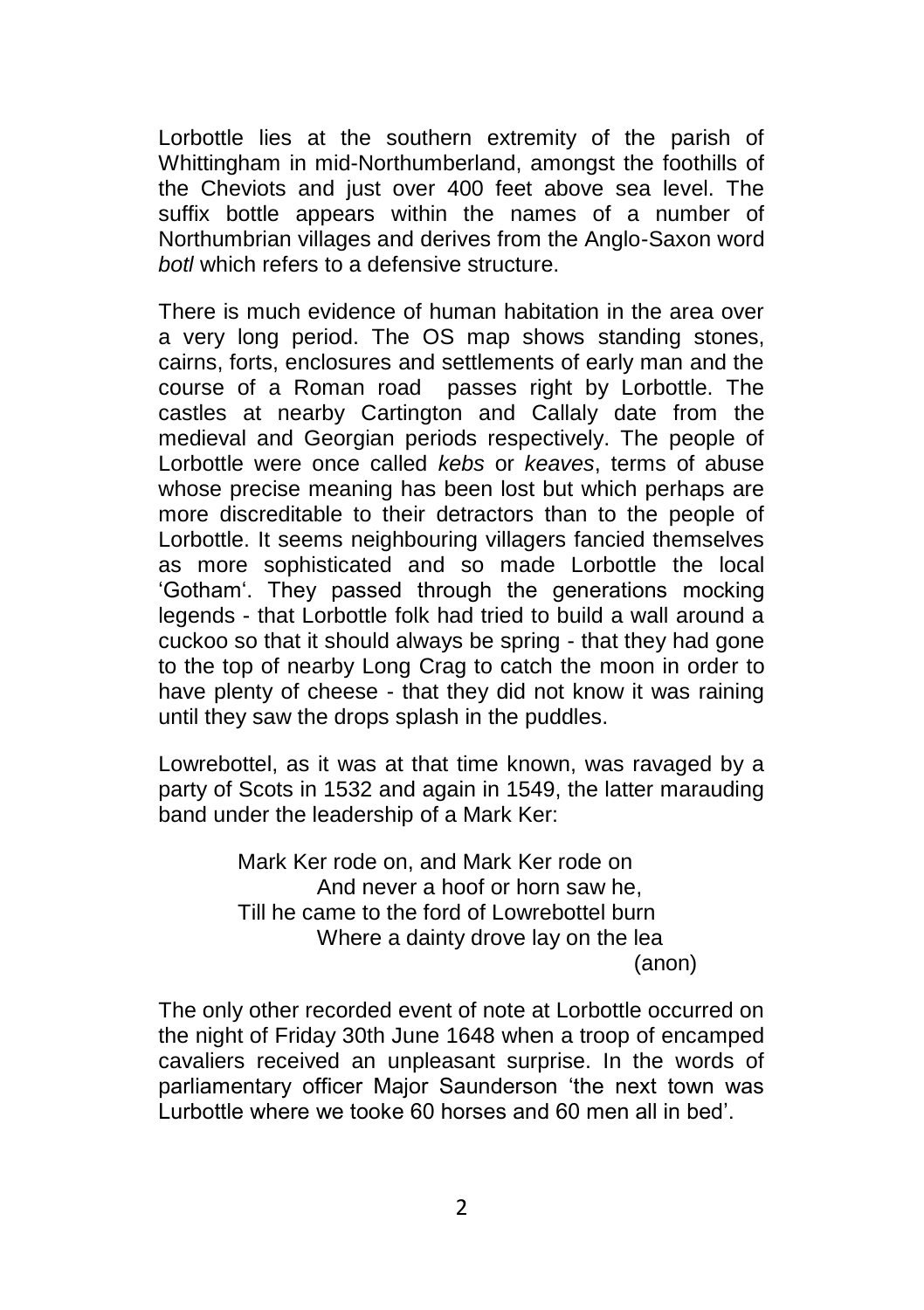Lorbottle lies at the southern extremity of the parish of Whittingham in mid-Northumberland, amongst the foothills of the Cheviots and just over 400 feet above sea level. The suffix bottle appears within the names of a number of Northumbrian villages and derives from the Anglo-Saxon word *botl* which refers to a defensive structure.

There is much evidence of human habitation in the area over a very long period. The OS map shows standing stones, cairns, forts, enclosures and settlements of early man and the course of a Roman road passes right by Lorbottle. The castles at nearby Cartington and Callaly date from the medieval and Georgian periods respectively. The people of Lorbottle were once called *kebs* or *keaves*, terms of abuse whose precise meaning has been lost but which perhaps are more discreditable to their detractors than to the people of Lorbottle. It seems neighbouring villagers fancied themselves as more sophisticated and so made Lorbottle the local 'Gotham'. They passed through the generations mocking legends - that Lorbottle folk had tried to build a wall around a cuckoo so that it should always be spring - that they had gone to the top of nearby Long Crag to catch the moon in order to have plenty of cheese - that they did not know it was raining until they saw the drops splash in the puddles.

Lowrebottel, as it was at that time known, was ravaged by a party of Scots in 1532 and again in 1549, the latter marauding band under the leadership of a Mark Ker:

> Mark Ker rode on, and Mark Ker rode on
> And never a hoof or horn saw he,
> Till he came to the ford of Lowrebottel burn
> Where a dainty drove lay on the lea
> (anon)

The only other recorded event of note at Lorbottle occurred on the night of Friday 30th June 1648 when a troop of encamped cavaliers received an unpleasant surprise. In the words of parliamentary officer Major Saunderson 'the next town was Lurbottle where we tooke 60 horses and 60 men all in bed'.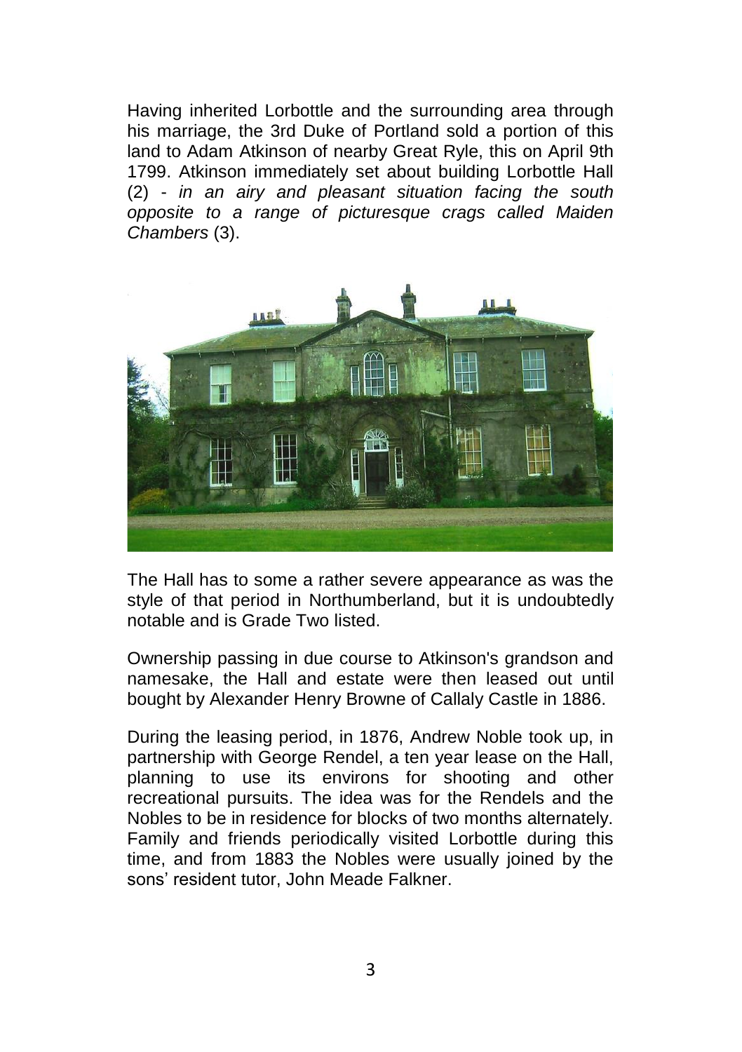Having inherited Lorbottle and the surrounding area through his marriage, the 3rd Duke of Portland sold a portion of this land to Adam Atkinson of nearby Great Ryle, this on April 9th 1799. Atkinson immediately set about building Lorbottle Hall (2) - *in an airy and pleasant situation facing the south opposite to a range of picturesque crags called Maiden Chambers* (3).

The Hall has to some a rather severe appearance as was the style of that period in Northumberland, but it is undoubtedly notable and is Grade Two listed.

Ownership passing in due course to Atkinson's grandson and namesake, the Hall and estate were then leased out until bought by Alexander Henry Browne of Callaly Castle in 1886.

During the leasing period, in 1876, Andrew Noble took up, in partnership with George Rendel, a ten year lease on the Hall, planning to use its environs for shooting and other recreational pursuits. The idea was for the Rendels and the Nobles to be in residence for blocks of two months alternately. Family and friends periodically visited Lorbottle during this time, and from 1883 the Nobles were usually joined by the sons' resident tutor, John Meade Falkner.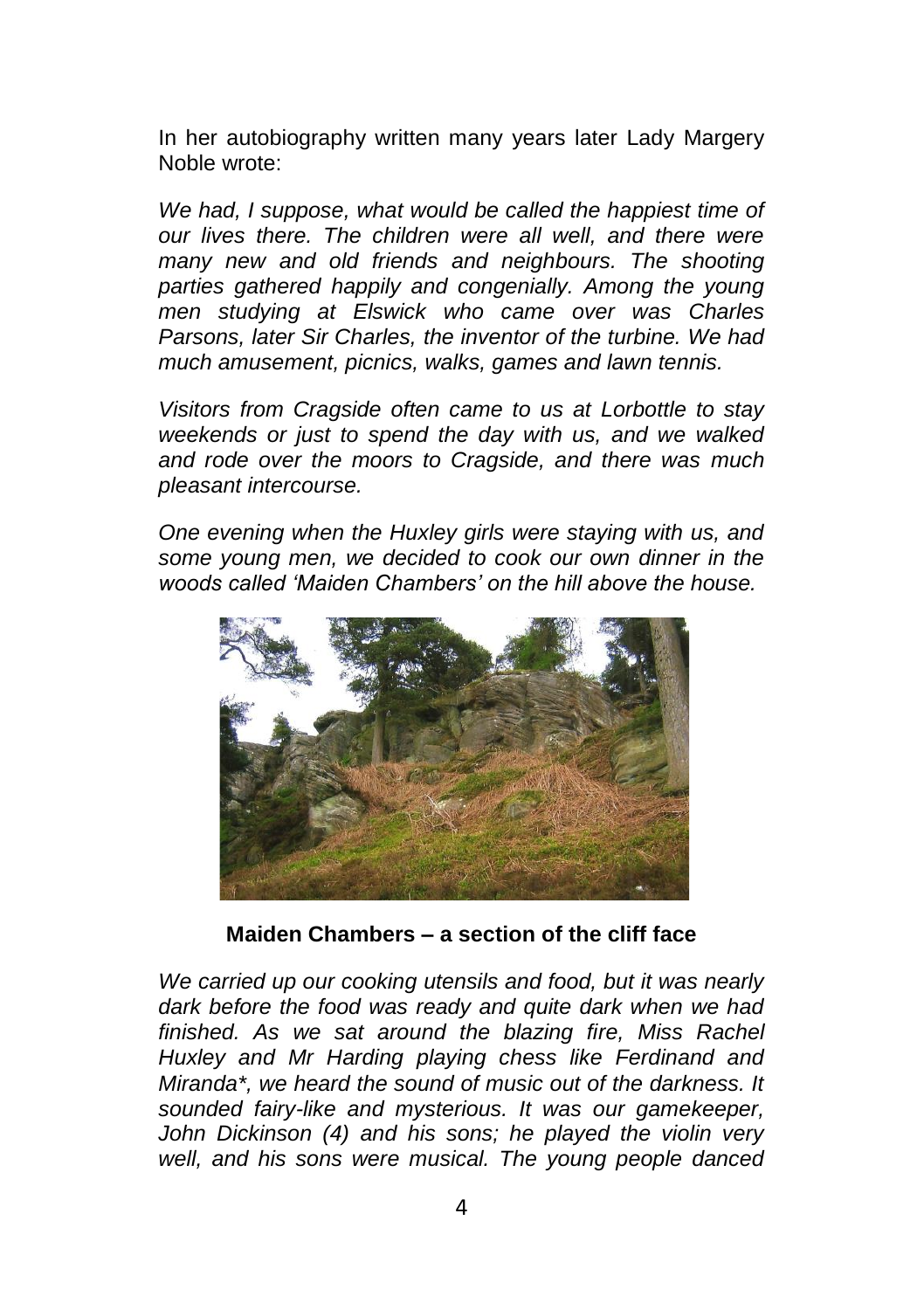In her autobiography written many years later Lady Margery Noble wrote:

*We had, I suppose, what would be called the happiest time of our lives there. The children were all well, and there were many new and old friends and neighbours. The shooting parties gathered happily and congenially. Among the young men studying at Elswick who came over was Charles Parsons, later Sir Charles, the inventor of the turbine. We had much amusement, picnics, walks, games and lawn tennis.*

*Visitors from Cragside often came to us at Lorbottle to stay weekends or just to spend the day with us, and we walked and rode over the moors to Cragside, and there was much pleasant intercourse.*

*One evening when the Huxley girls were staying with us, and some young men, we decided to cook our own dinner in the woods called 'Maiden Chambers' on the hill above the house.*

**Maiden Chambers – a section of the cliff face**

*We carried up our cooking utensils and food, but it was nearly dark before the food was ready and quite dark when we had finished. As we sat around the blazing fire, Miss Rachel Huxley and Mr Harding playing chess like Ferdinand and Miranda*, we heard the sound of music out of the darkness. It sounded fairy-like and mysterious. It was our gamekeeper, John Dickinson (4) and his sons; he played the violin very well, and his sons were musical. The young people danced*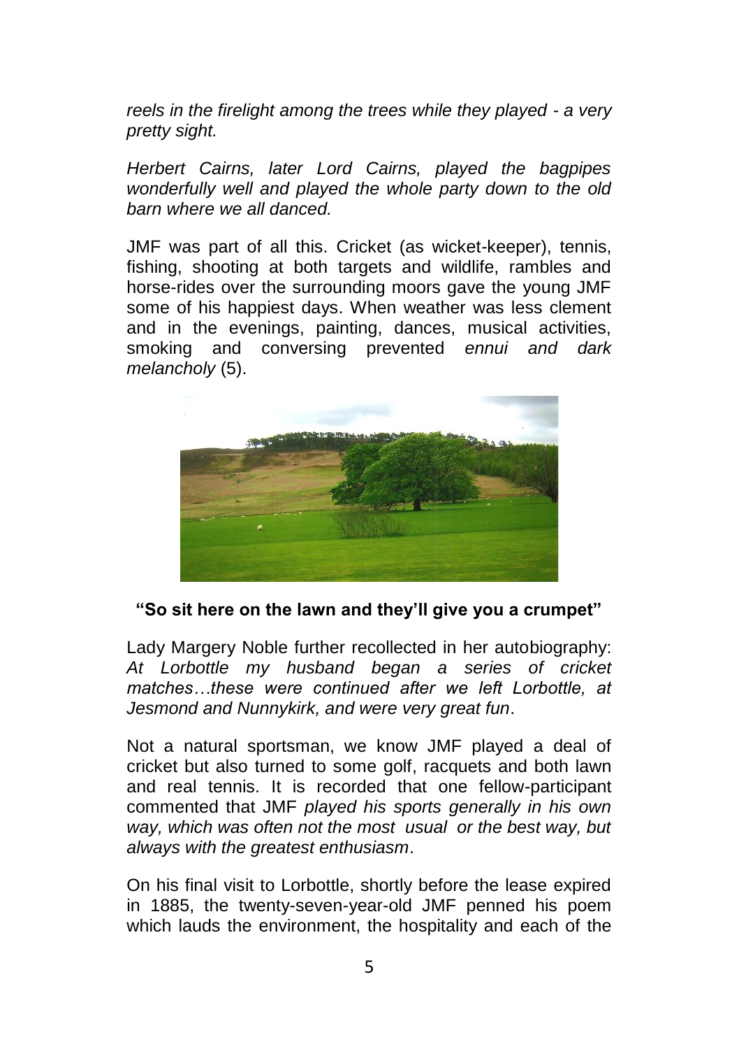*reels in the firelight among the trees while they played - a very pretty sight.*

*Herbert Cairns, later Lord Cairns, played the bagpipes wonderfully well and played the whole party down to the old barn where we all danced.*

JMF was part of all this. Cricket (as wicket-keeper), tennis, fishing, shooting at both targets and wildlife, rambles and horse-rides over the surrounding moors gave the young JMF some of his happiest days. When weather was less clement and in the evenings, painting, dances, musical activities, smoking and conversing prevented *ennui and dark melancholy* (5).

**"So sit here on the lawn and they'll give you a crumpet"**

Lady Margery Noble further recollected in her autobiography: *At Lorbottle my husband began a series of cricket matches…these were continued after we left Lorbottle, at Jesmond and Nunnykirk, and were very great fun*.

Not a natural sportsman, we know JMF played a deal of cricket but also turned to some golf, racquets and both lawn and real tennis. It is recorded that one fellow-participant commented that JMF *played his sports generally in his own way, which was often not the most usual or the best way, but always with the greatest enthusiasm*.

On his final visit to Lorbottle, shortly before the lease expired in 1885, the twenty-seven-year-old JMF penned his poem which lauds the environment, the hospitality and each of the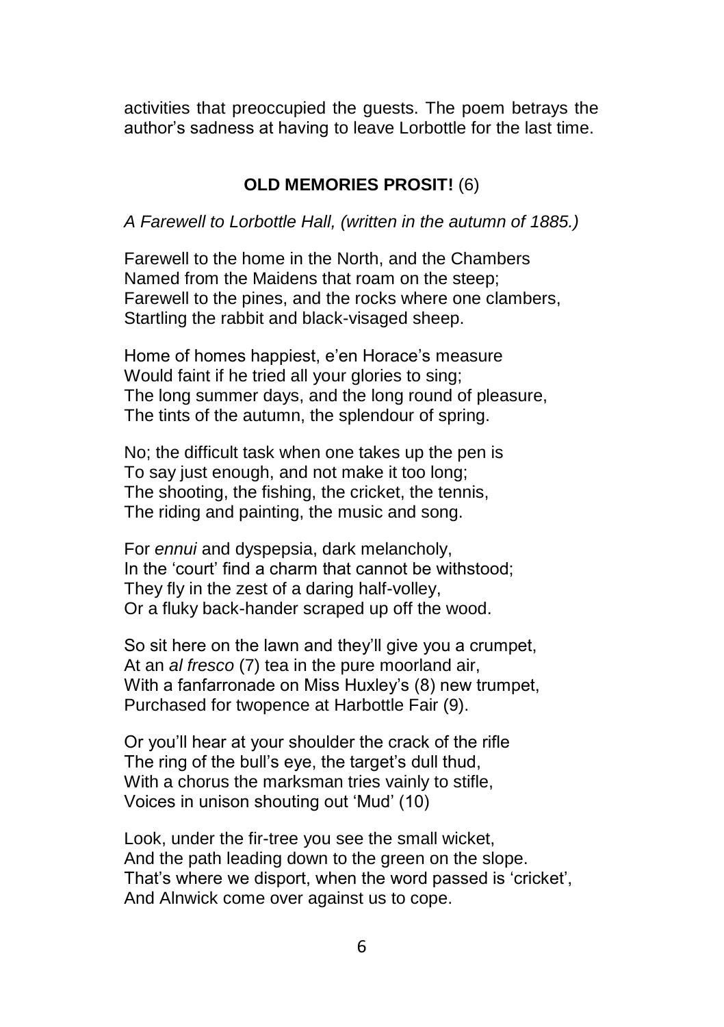activities that preoccupied the guests. The poem betrays the author's sadness at having to leave Lorbottle for the last time.

**OLD MEMORIES PROSIT!** (6)

*A Farewell to Lorbottle Hall, (written in the autumn of 1885.)*

Farewell to the home in the North, and the Chambers  
Named from the Maidens that roam on the steep;  
Farewell to the pines, and the rocks where one clambers,  
Startling the rabbit and black-visaged sheep.

Home of homes happiest, e'en Horace's measure  
Would faint if he tried all your glories to sing;  
The long summer days, and the long round of pleasure,  
The tints of the autumn, the splendour of spring.

No; the difficult task when one takes up the pen is  
To say just enough, and not make it too long;  
The shooting, the fishing, the cricket, the tennis,  
The riding and painting, the music and song.

For *ennui* and dyspepsia, dark melancholy,  
In the 'court' find a charm that cannot be withstood;  
They fly in the zest of a daring half-volley,  
Or a fluky back-hander scraped up off the wood.

So sit here on the lawn and they'll give you a crumpet,  
At an *al fresco* (7) tea in the pure moorland air,  
With a fanfarronade on Miss Huxley's (8) new trumpet,  
Purchased for twopence at Harbottle Fair (9).

Or you'll hear at your shoulder the crack of the rifle  
The ring of the bull's eye, the target's dull thud,  
With a chorus the marksman tries vainly to stifle,  
Voices in unison shouting out 'Mud' (10)

Look, under the fir-tree you see the small wicket,  
And the path leading down to the green on the slope.  
That's where we disport, when the word passed is 'cricket',  
And Alnwick come over against us to cope.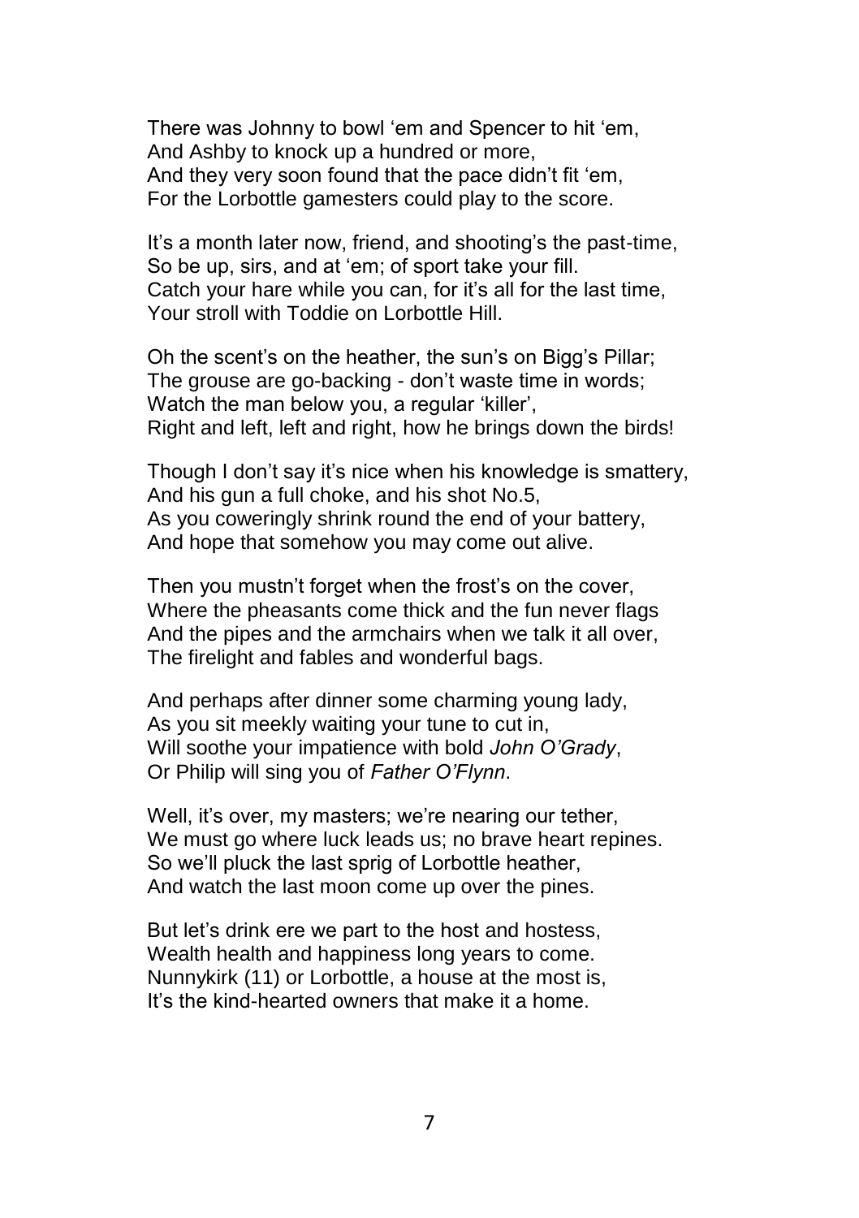There was Johnny to bowl 'em and Spencer to hit 'em,  
And Ashby to knock up a hundred or more,  
And they very soon found that the pace didn't fit 'em,  
For the Lorbottle gamesters could play to the score.

It's a month later now, friend, and shooting's the past-time,  
So be up, sirs, and at 'em; of sport take your fill.  
Catch your hare while you can, for it's all for the last time,  
Your stroll with Toddie on Lorbottle Hill.

Oh the scent's on the heather, the sun's on Bigg's Pillar;  
The grouse are go-backing - don't waste time in words;  
Watch the man below you, a regular 'killer',  
Right and left, left and right, how he brings down the birds!

Though I don't say it's nice when his knowledge is smattery,  
And his gun a full choke, and his shot No.5,  
As you coweringly shrink round the end of your battery,  
And hope that somehow you may come out alive.

Then you mustn't forget when the frost's on the cover,  
Where the pheasants come thick and the fun never flags  
And the pipes and the armchairs when we talk it all over,  
The firelight and fables and wonderful bags.

And perhaps after dinner some charming young lady,  
As you sit meekly waiting your tune to cut in,  
Will soothe your impatience with bold *John O'Grady*,  
Or Philip will sing you of *Father O'Flynn*.

Well, it's over, my masters; we're nearing our tether,  
We must go where luck leads us; no brave heart repines.  
So we'll pluck the last sprig of Lorbottle heather,  
And watch the last moon come up over the pines.

But let's drink ere we part to the host and hostess,  
Wealth health and happiness long years to come.  
Nunnykirk (11) or Lorbottle, a house at the most is,  
It's the kind-hearted owners that make it a home.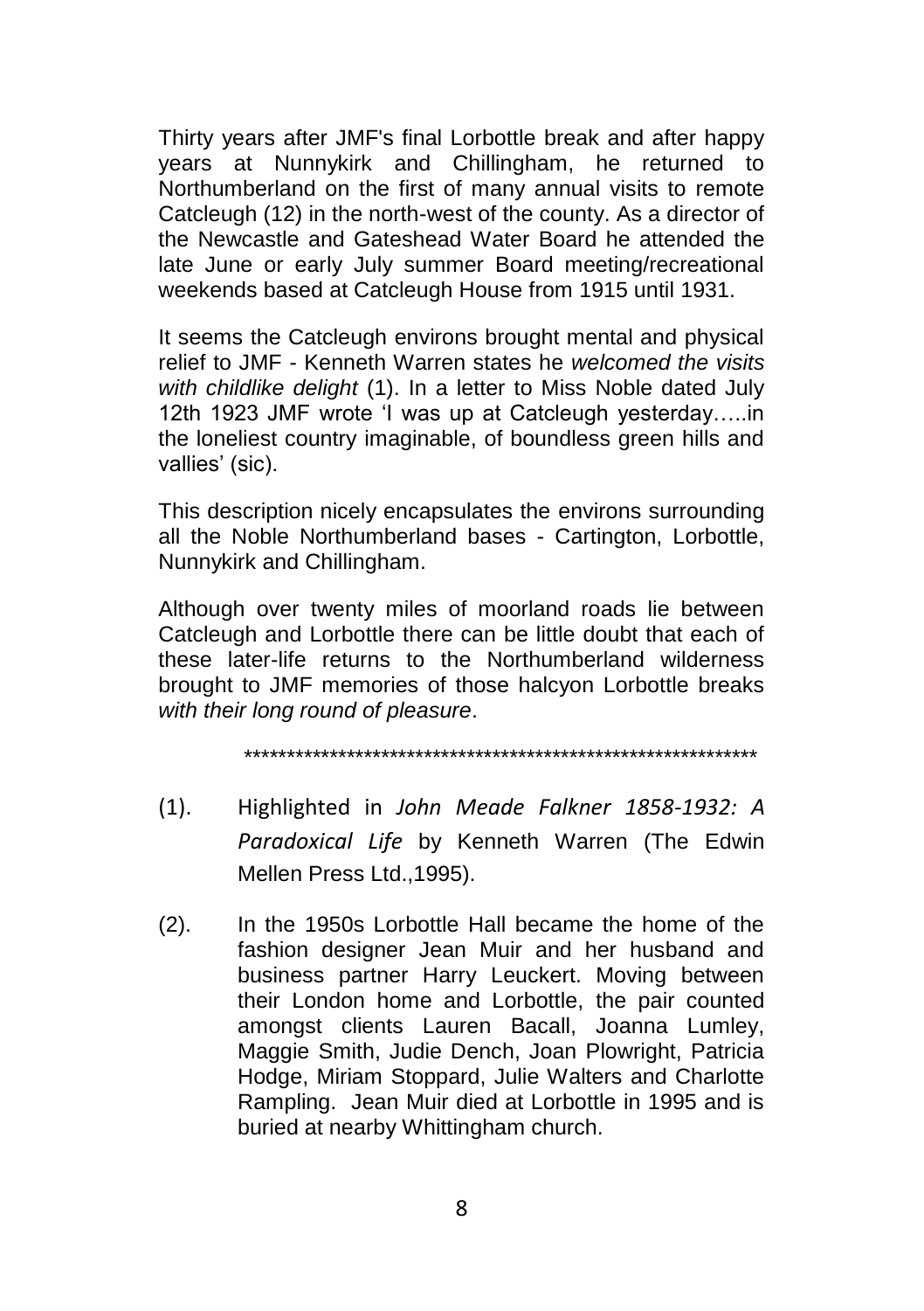Thirty years after JMF's final Lorbottle break and after happy years at Nunnykirk and Chillingham, he returned to Northumberland on the first of many annual visits to remote Catcleugh (12) in the north-west of the county. As a director of the Newcastle and Gateshead Water Board he attended the late June or early July summer Board meeting/recreational weekends based at Catcleugh House from 1915 until 1931.

It seems the Catcleugh environs brought mental and physical relief to JMF - Kenneth Warren states he *welcomed the visits with childlike delight* (1). In a letter to Miss Noble dated July 12th 1923 JMF wrote 'I was up at Catcleugh yesterday…..in the loneliest country imaginable, of boundless green hills and vallies' (sic).

This description nicely encapsulates the environs surrounding all the Noble Northumberland bases - Cartington, Lorbottle, Nunnykirk and Chillingham.

Although over twenty miles of moorland roads lie between Catcleugh and Lorbottle there can be little doubt that each of these later-life returns to the Northumberland wilderness brought to JMF memories of those halcyon Lorbottle breaks *with their long round of pleasure*.

\*\*\*\*\*\*\*\*\*\*\*\*\*\*\*\*\*\*\*\*\*\*\*\*\*\*\*\*\*\*\*\*\*\*\*\*\*\*\*\*\*\*\*\*\*\*\*\*\*\*\*\*\*\*\*\*\*\*\*\*

(1). Highlighted in *John Meade Falkner 1858-1932: A Paradoxical Life* by Kenneth Warren (The Edwin Mellen Press Ltd.,1995).

(2). In the 1950s Lorbottle Hall became the home of the fashion designer Jean Muir and her husband and business partner Harry Leuckert. Moving between their London home and Lorbottle, the pair counted amongst clients Lauren Bacall, Joanna Lumley, Maggie Smith, Judie Dench, Joan Plowright, Patricia Hodge, Miriam Stoppard, Julie Walters and Charlotte Rampling. Jean Muir died at Lorbottle in 1995 and is buried at nearby Whittingham church.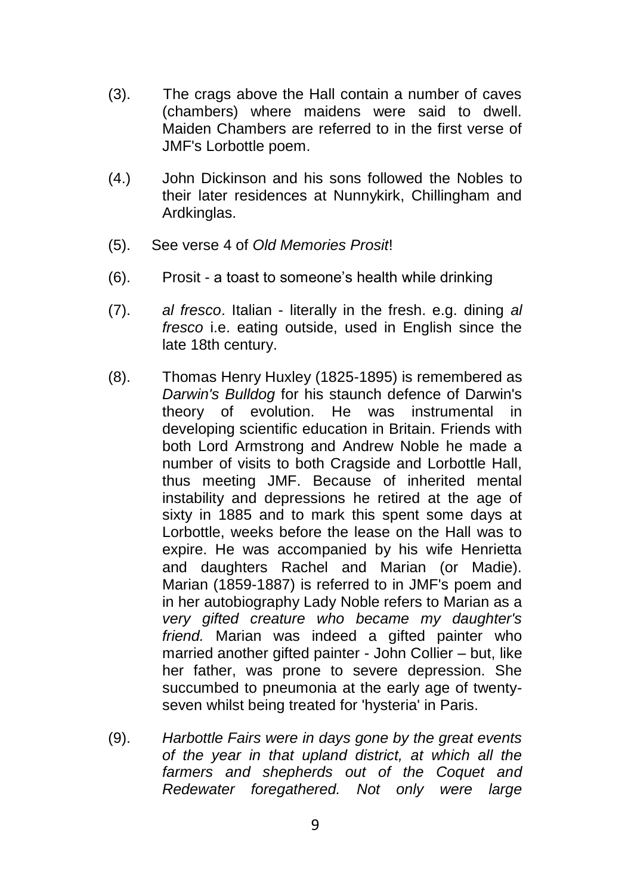(3). The crags above the Hall contain a number of caves (chambers) where maidens were said to dwell. Maiden Chambers are referred to in the first verse of JMF's Lorbottle poem.

(4.) John Dickinson and his sons followed the Nobles to their later residences at Nunnykirk, Chillingham and Ardkinglas.

(5). See verse 4 of *Old Memories Prosit*!

(6). Prosit - a toast to someone's health while drinking

(7). *al fresco*. Italian - literally in the fresh. e.g. dining *al fresco* i.e. eating outside, used in English since the late 18th century.

(8). Thomas Henry Huxley (1825-1895) is remembered as *Darwin's Bulldog* for his staunch defence of Darwin's theory of evolution. He was instrumental in developing scientific education in Britain. Friends with both Lord Armstrong and Andrew Noble he made a number of visits to both Cragside and Lorbottle Hall, thus meeting JMF. Because of inherited mental instability and depressions he retired at the age of sixty in 1885 and to mark this spent some days at Lorbottle, weeks before the lease on the Hall was to expire. He was accompanied by his wife Henrietta and daughters Rachel and Marian (or Madie). Marian (1859-1887) is referred to in JMF's poem and in her autobiography Lady Noble refers to Marian as a *very gifted creature who became my daughter's friend.* Marian was indeed a gifted painter who married another gifted painter - John Collier – but, like her father, was prone to severe depression. She succumbed to pneumonia at the early age of twenty-seven whilst being treated for 'hysteria' in Paris.

(9). *Harbottle Fairs were in days gone by the great events of the year in that upland district, at which all the farmers and shepherds out of the Coquet and Redewater foregathered. Not only were large*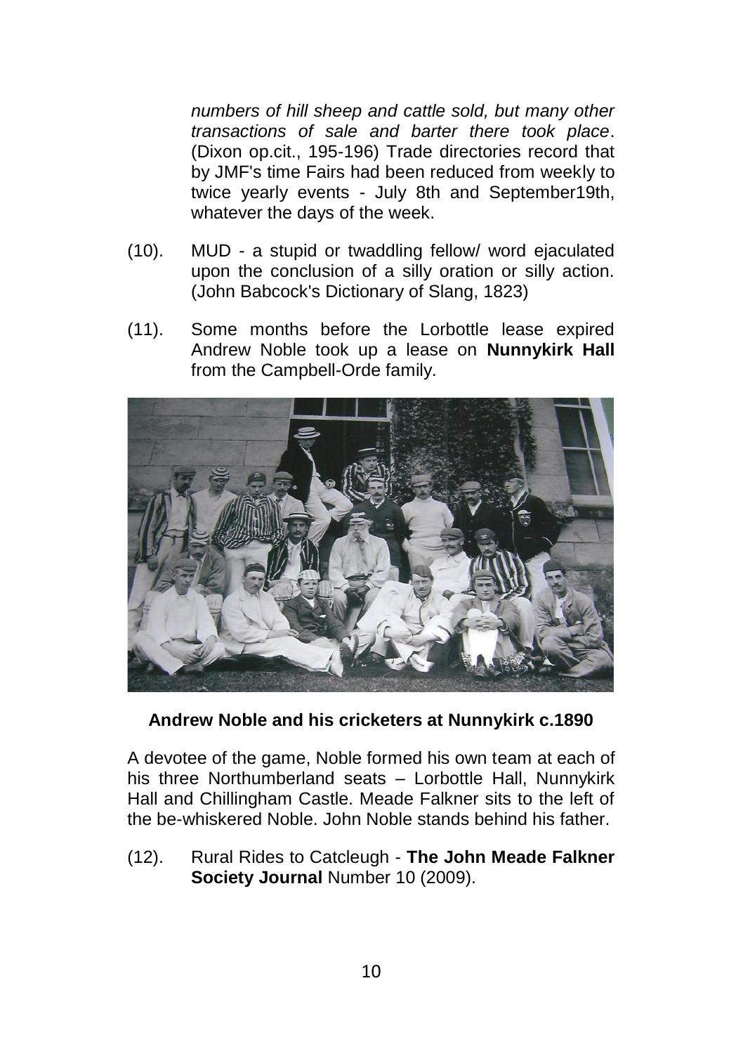*numbers of hill sheep and cattle sold, but many other transactions of sale and barter there took place*. (Dixon op.cit., 195-196) Trade directories record that by JMF's time Fairs had been reduced from weekly to twice yearly events - July 8th and September19th, whatever the days of the week.

(10). MUD - a stupid or twaddling fellow/ word ejaculated upon the conclusion of a silly oration or silly action. (John Babcock's Dictionary of Slang, 1823)

(11). Some months before the Lorbottle lease expired Andrew Noble took up a lease on **Nunnykirk Hall** from the Campbell-Orde family.

**Andrew Noble and his cricketers at Nunnykirk c.1890**

A devotee of the game, Noble formed his own team at each of his three Northumberland seats – Lorbottle Hall, Nunnykirk Hall and Chillingham Castle. Meade Falkner sits to the left of the be-whiskered Noble. John Noble stands behind his father.

(12). Rural Rides to Catcleugh - **The John Meade Falkner Society Journal** Number 10 (2009).